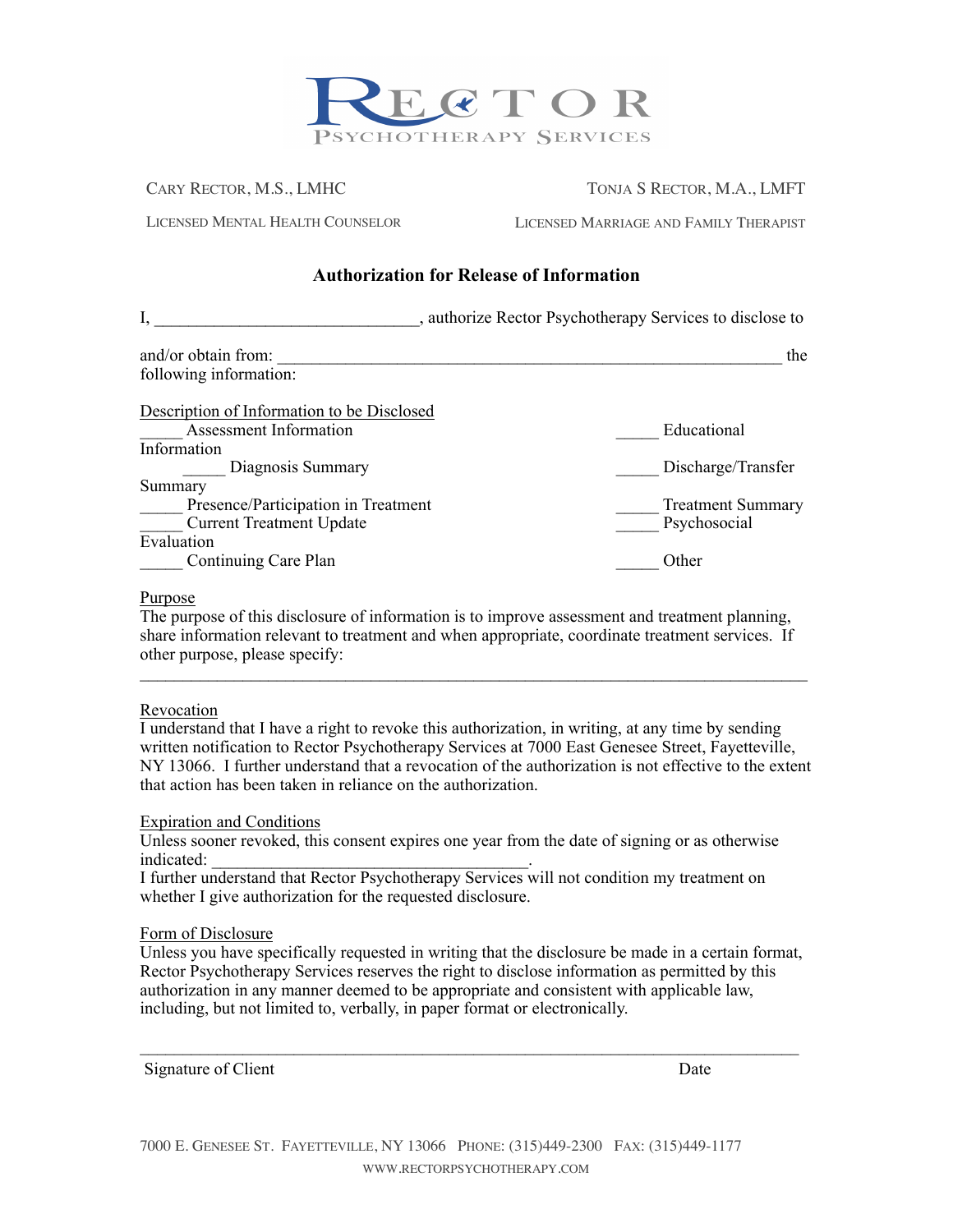# RECTOR
PSYCHOTHERAPY SERVICES

CARY RECTOR, M.S., LMHC
LICENSED MENTAL HEALTH COUNSELOR

TONJA S RECTOR, M.A., LMFT
LICENSED MARRIAGE AND FAMILY THERAPIST

## Authorization for Release of Information

I, ______________________________, authorize Rector Psychotherapy Services to disclose to

and/or obtain from: ___________________________________________________________ the following information:

Description of Information to be Disclosed

_____ Assessment Information
_____ Diagnosis Summary
_____ Presence/Participation in Treatment
_____ Current Treatment Update
_____ Continuing Care Plan
_____ Educational Information
_____ Discharge/Transfer Summary
_____ Treatment Summary
_____ Psychosocial Evaluation
_____ Other

Purpose
The purpose of this disclosure of information is to improve assessment and treatment planning, share information relevant to treatment and when appropriate, coordinate treatment services. If other purpose, please specify:
_____________________________________________________________________________

Revocation
I understand that I have a right to revoke this authorization, in writing, at any time by sending written notification to Rector Psychotherapy Services at 7000 East Genesee Street, Fayetteville, NY 13066. I further understand that a revocation of the authorization is not effective to the extent that action has been taken in reliance on the authorization.

Expiration and Conditions
Unless sooner revoked, this consent expires one year from the date of signing or as otherwise indicated: _____________________________________.
I further understand that Rector Psychotherapy Services will not condition my treatment on whether I give authorization for the requested disclosure.

Form of Disclosure
Unless you have specifically requested in writing that the disclosure be made in a certain format, Rector Psychotherapy Services reserves the right to disclose information as permitted by this authorization in any manner deemed to be appropriate and consistent with applicable law, including, but not limited to, verbally, in paper format or electronically.

_____________________________________________________________________________
Signature of Client                                                                                    Date

7000 E. GENESEE ST. FAYETTEVILLE, NY 13066 PHONE: (315)449-2300 FAX: (315)449-1177
WWW.RECTORPSYCHOTHERAPY.COM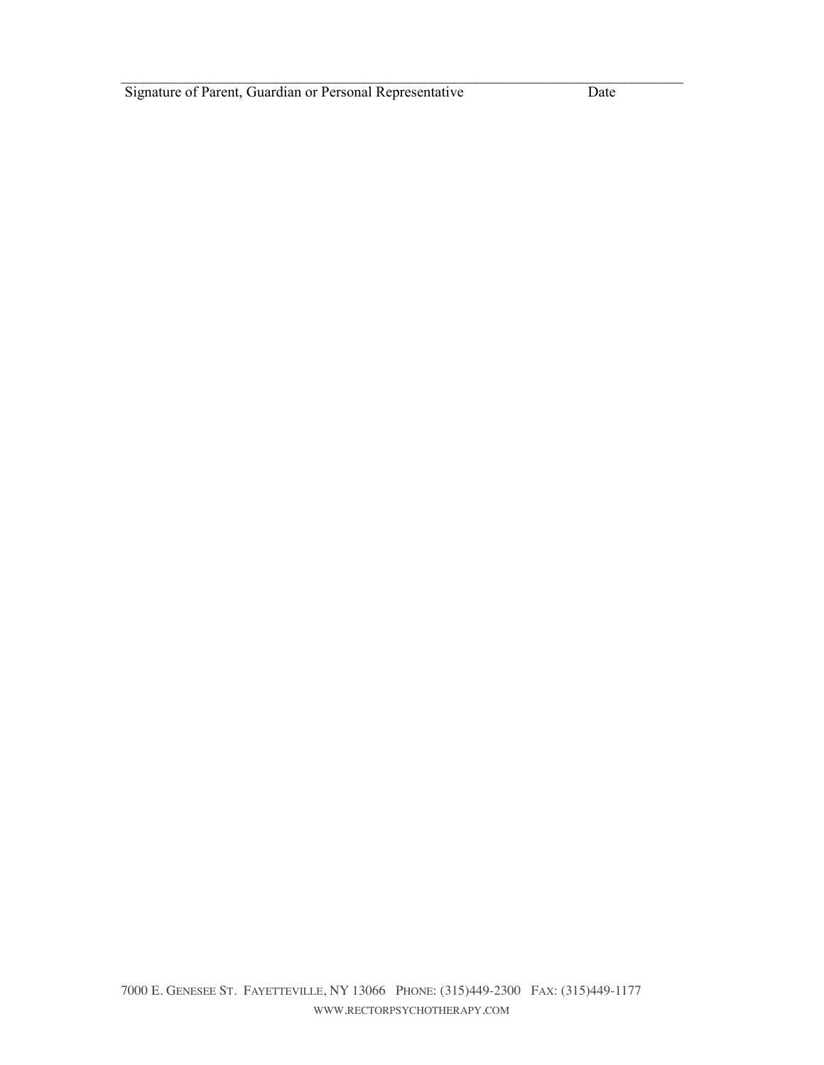\_\_\_\_\_\_\_\_\_\_\_\_\_\_\_\_\_\_\_\_\_\_\_\_\_\_\_\_\_\_\_\_\_\_\_\_\_\_\_\_\_\_\_\_\_\_\_\_\_\_\_\_\_\_\_\_\_\_\_\_\_\_\_\_\_\_\_\_\_\_\_\_\_\_\_\_\_\_

Signature of Parent, Guardian or Personal Representative                                Date